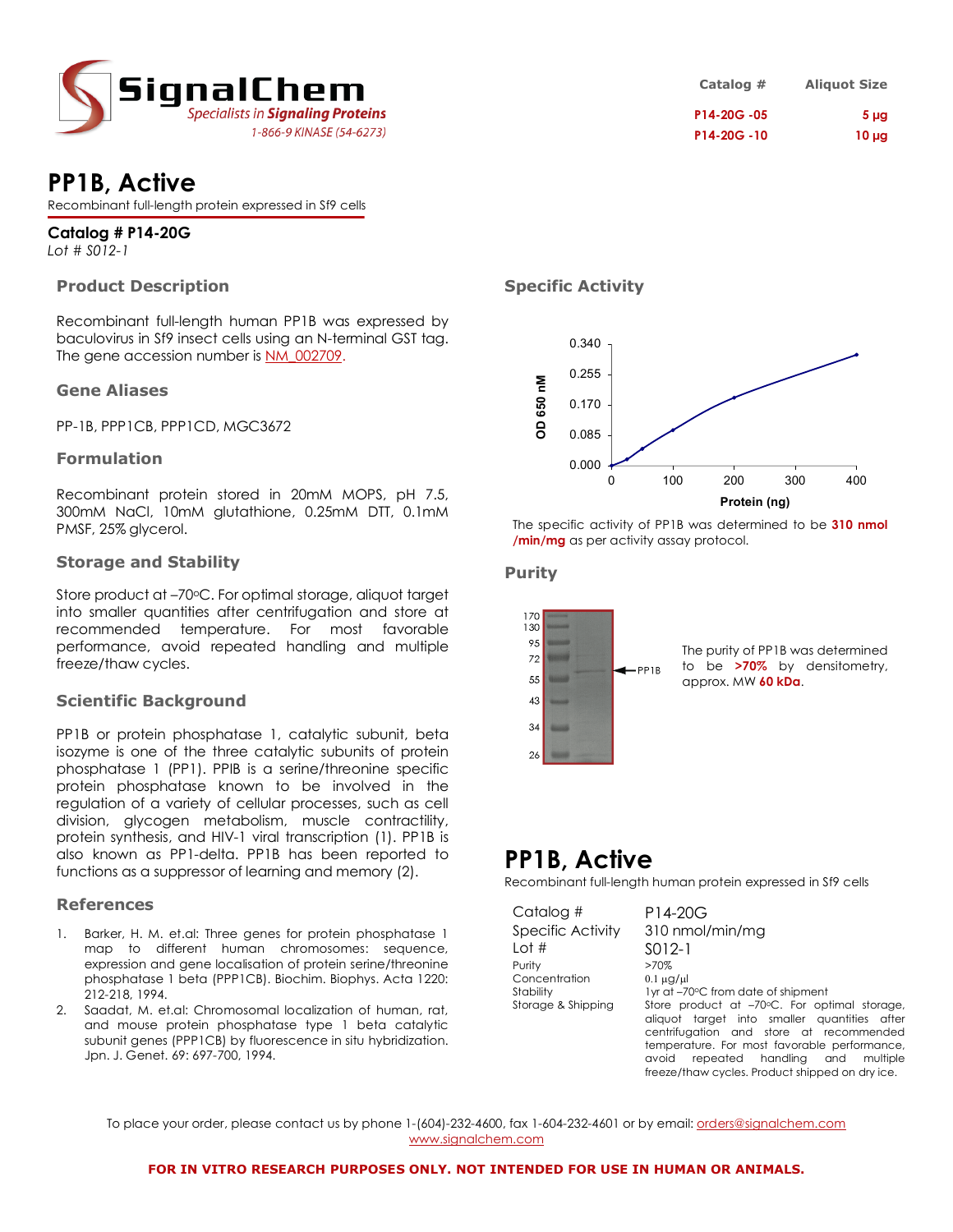SignalChem
Specialists in Signaling Proteins
1-866-9 KINASE (54-6273)

| Catalog # | Aliquot Size |
| --- | --- |
| P14-20G -05 | 5 µg |
| P14-20G -10 | 10 µg |

# PP1B, Active

Recombinant full-length protein expressed in Sf9 cells

**Catalog # P14-20G**
*Lot # S012-1*

## Product Description

Recombinant full-length human PP1B was expressed by baculovirus in Sf9 insect cells using an N-terminal GST tag. The gene accession number is NM_002709.

## Gene Aliases

PP-1B, PPP1CB, PPP1CD, MGC3672

## Formulation

Recombinant protein stored in 20mM MOPS, pH 7.5, 300mM NaCl, 10mM glutathione, 0.25mM DTT, 0.1mM PMSF, 25% glycerol.

## Storage and Stability

Store product at –70ºC. For optimal storage, aliquot target into smaller quantities after centrifugation and store at recommended temperature. For most favorable performance, avoid repeated handling and multiple freeze/thaw cycles.

## Scientific Background

PP1B or protein phosphatase 1, catalytic subunit, beta isozyme is one of the three catalytic subunits of protein phosphatase 1 (PP1). PPIB is a serine/threonine specific protein phosphatase known to be involved in the regulation of a variety of cellular processes, such as cell division, glycogen metabolism, muscle contractility, protein synthesis, and HIV-1 viral transcription (1). PP1B is also known as PP1-delta. PP1B has been reported to functions as a suppressor of learning and memory (2).

## References

1. Barker, H. M. et.al: Three genes for protein phosphatase 1 map to different human chromosomes: sequence, expression and gene localisation of protein serine/threonine phosphatase 1 beta (PPP1CB). Biochim. Biophys. Acta 1220: 212-218, 1994.
2. Saadat, M. et.al: Chromosomal localization of human, rat, and mouse protein phosphatase type 1 beta catalytic subunit genes (PPP1CB) by fluorescence in situ hybridization. Jpn. J. Genet. 69: 697-700, 1994.

## Specific Activity

The specific activity of PP1B was determined to be **310 nmol /min/mg** as per activity assay protocol.

## Purity

The purity of PP1B was determined to be **>70%** by densitometry, approx. MW **60 kDa**.

# PP1B, Active

Recombinant full-length human protein expressed in Sf9 cells

| | |
| --- | --- |
| Catalog # | P14-20G |
| Specific Activity | 310 nmol/min/mg |
| Lot # | S012-1 |
| Purity | >70% |
| Concentration | 0.1 µg/µl |
| Stability | 1yr at –70ºC from date of shipment |
| Storage & Shipping | Store product at –70ºC. For optimal storage, aliquot target into smaller quantities after centrifugation and store at recommended temperature. For most favorable performance, avoid repeated handling and multiple freeze/thaw cycles. Product shipped on dry ice. |

To place your order, please contact us by phone 1-(604)-232-4600, fax 1-604-232-4601 or by email: orders@signalchem.com
www.signalchem.com

**FOR IN VITRO RESEARCH PURPOSES ONLY. NOT INTENDED FOR USE IN HUMAN OR ANIMALS.**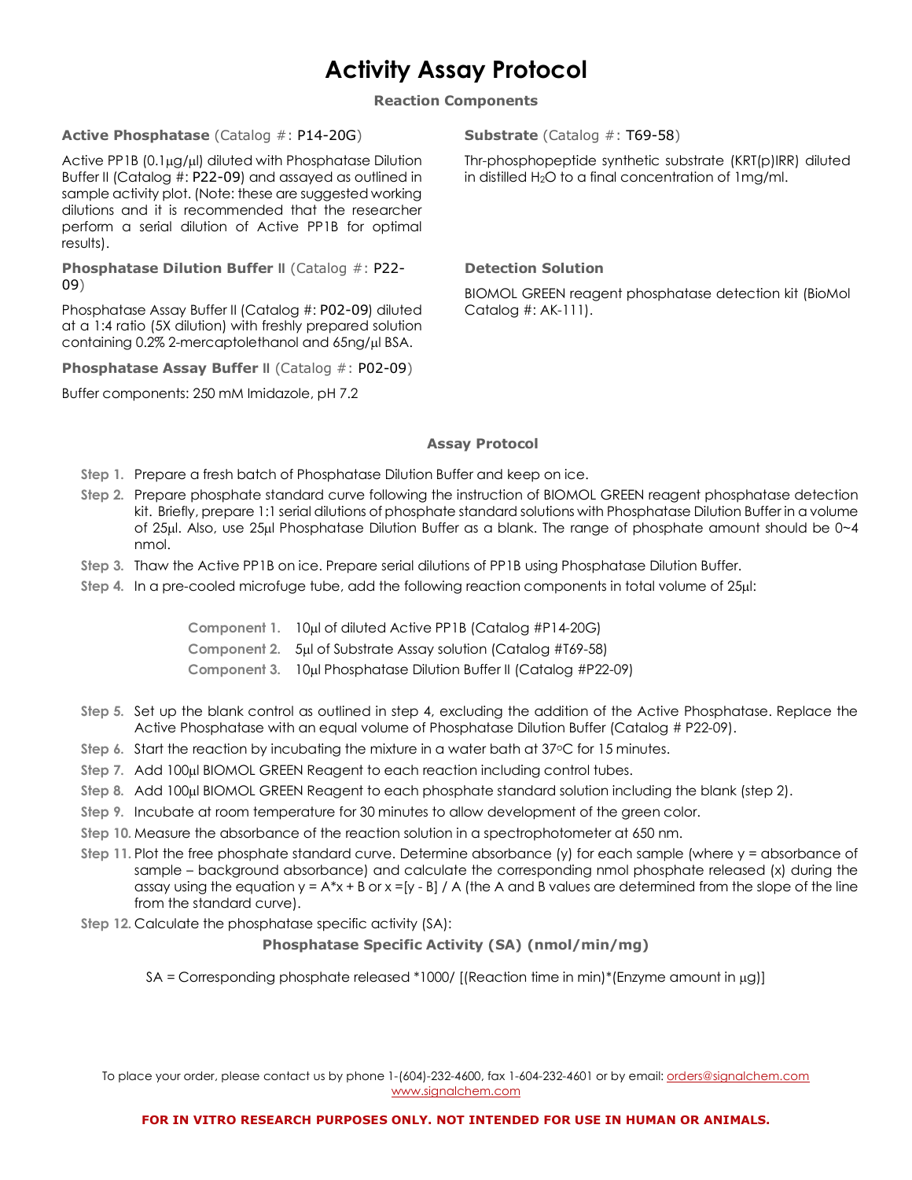# Activity Assay Protocol

### Reaction Components

**Active Phosphatase** (Catalog #: P14-20G)

Active PP1B (0.1μg/μl) diluted with Phosphatase Dilution Buffer II (Catalog #: P22-09) and assayed as outlined in sample activity plot. (Note: these are suggested working dilutions and it is recommended that the researcher perform a serial dilution of Active PP1B for optimal results).

**Phosphatase Dilution Buffer II** (Catalog #: P22-09)

Phosphatase Assay Buffer II (Catalog #: P02-09) diluted at a 1:4 ratio (5X dilution) with freshly prepared solution containing 0.2% 2-mercaptolethanol and 65ng/μl BSA.

**Phosphatase Assay Buffer II** (Catalog #: P02-09)

Buffer components: 250 mM Imidazole, pH 7.2

**Substrate** (Catalog #: T69-58)

Thr-phosphopeptide synthetic substrate (KRT(p)IRR) diluted in distilled $H_2O$ to a final concentration of 1mg/ml.

**Detection Solution**

BIOMOL GREEN reagent phosphatase detection kit (BioMol Catalog #: AK-111).

### Assay Protocol

**Step 1.** Prepare a fresh batch of Phosphatase Dilution Buffer and keep on ice.

**Step 2.** Prepare phosphate standard curve following the instruction of BIOMOL GREEN reagent phosphatase detection kit. Briefly, prepare 1:1 serial dilutions of phosphate standard solutions with Phosphatase Dilution Buffer in a volume of 25μl. Also, use 25μl Phosphatase Dilution Buffer as a blank. The range of phosphate amount should be 0~4 nmol.

**Step 3.** Thaw the Active PP1B on ice. Prepare serial dilutions of PP1B using Phosphatase Dilution Buffer.

**Step 4.** In a pre-cooled microfuge tube, add the following reaction components in total volume of 25μl:

- **Component 1.** 10μl of diluted Active PP1B (Catalog #P14-20G)
- **Component 2.** 5μl of Substrate Assay solution (Catalog #T69-58)
- **Component 3.** 10μl Phosphatase Dilution Buffer II (Catalog #P22-09)

**Step 5.** Set up the blank control as outlined in step 4, excluding the addition of the Active Phosphatase. Replace the Active Phosphatase with an equal volume of Phosphatase Dilution Buffer (Catalog # P22-09).

**Step 6.** Start the reaction by incubating the mixture in a water bath at 37°C for 15 minutes.

**Step 7.** Add 100μl BIOMOL GREEN Reagent to each reaction including control tubes.

**Step 8.** Add 100μl BIOMOL GREEN Reagent to each phosphate standard solution including the blank (step 2).

**Step 9.** Incubate at room temperature for 30 minutes to allow development of the green color.

**Step 10.** Measure the absorbance of the reaction solution in a spectrophotometer at 650 nm.

**Step 11.** Plot the free phosphate standard curve. Determine absorbance (y) for each sample (where y = absorbance of sample – background absorbance) and calculate the corresponding nmol phosphate released (x) during the assay using the equation $y = A*x + B$ or $x = [y - B] / A$ (the A and B values are determined from the slope of the line from the standard curve).

**Step 12.** Calculate the phosphatase specific activity (SA):

**Phosphatase Specific Activity (SA) (nmol/min/mg)**

SA = Corresponding phosphate released *1000/ [(Reaction time in min)*(Enzyme amount in μg)]

To place your order, please contact us by phone 1-(604)-232-4600, fax 1-604-232-4601 or by email: orders@signalchem.com
www.signalchem.com

**FOR IN VITRO RESEARCH PURPOSES ONLY. NOT INTENDED FOR USE IN HUMAN OR ANIMALS.**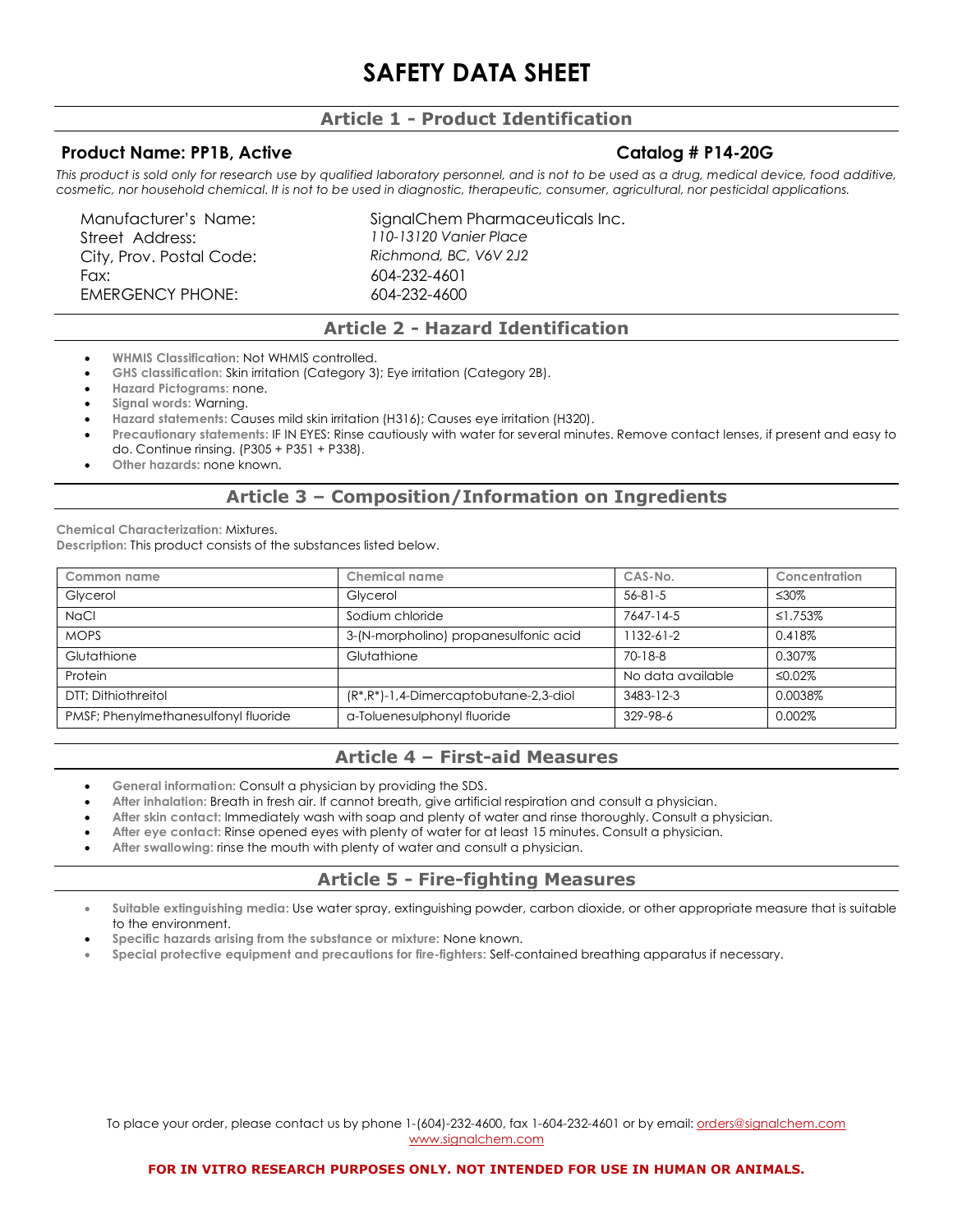# SAFETY DATA SHEET

## Article 1 - Product Identification

**Product Name: PP1B, Active** **Catalog # P14-20G**

*This product is sold only for research use by qualified laboratory personnel, and is not to be used as a drug, medical device, food additive, cosmetic, nor household chemical. It is not to be used in diagnostic, therapeutic, consumer, agricultural, nor pesticidal applications.*

| | |
|---|---|
| Manufacturer's Name: | SignalChem Pharmaceuticals Inc. |
| Street Address: | *110-13120 Vanier Place* |
| City, Prov. Postal Code: | *Richmond, BC, V6V 2J2* |
| Fax: | 604-232-4601 |
| EMERGENCY PHONE: | 604-232-4600 |

## Article 2 - Hazard Identification

- **WHMIS Classification:** Not WHMIS controlled.
- **GHS classification:** Skin irritation (Category 3); Eye irritation (Category 2B).
- **Hazard Pictograms:** none.
- **Signal words:** Warning.
- **Hazard statements:** Causes mild skin irritation (H316); Causes eye irritation (H320).
- **Precautionary statements:** IF IN EYES: Rinse cautiously with water for several minutes. Remove contact lenses, if present and easy to do. Continue rinsing. (P305 + P351 + P338).
- **Other hazards:** none known.

## Article 3 – Composition/Information on Ingredients

**Chemical Characterization:** Mixtures.
**Description:** This product consists of the substances listed below.

| Common name | Chemical name | CAS-No. | Concentration |
|---|---|---|---|
| Glycerol | Glycerol | 56-81-5 | ≤30% |
| NaCl | Sodium chloride | 7647-14-5 | ≤1.753% |
| MOPS | 3-(N-morpholino) propanesulfonic acid | 1132-61-2 | 0.418% |
| Glutathione | Glutathione | 70-18-8 | 0.307% |
| Protein | | No data available | ≤0.02% |
| DTT; Dithiothreitol | (R*,R*)-1,4-Dimercaptobutane-2,3-diol | 3483-12-3 | 0.0038% |
| PMSF; Phenylmethanesulfonyl fluoride | α-Toluenesulphonyl fluoride | 329-98-6 | 0.002% |

## Article 4 – First-aid Measures

- **General information:** Consult a physician by providing the SDS.
- **After inhalation:** Breath in fresh air. If cannot breath, give artificial respiration and consult a physician.
- **After skin contact:** Immediately wash with soap and plenty of water and rinse thoroughly. Consult a physician.
- **After eye contact:** Rinse opened eyes with plenty of water for at least 15 minutes. Consult a physician.
- **After swallowing:** rinse the mouth with plenty of water and consult a physician.

## Article 5 - Fire-fighting Measures

- **Suitable extinguishing media:** Use water spray, extinguishing powder, carbon dioxide, or other appropriate measure that is suitable to the environment.
- **Specific hazards arising from the substance or mixture:** None known.
- **Special protective equipment and precautions for fire-fighters:** Self-contained breathing apparatus if necessary.

To place your order, please contact us by phone 1-(604)-232-4600, fax 1-604-232-4601 or by email: orders@signalchem.com
www.signalchem.com

**FOR IN VITRO RESEARCH PURPOSES ONLY. NOT INTENDED FOR USE IN HUMAN OR ANIMALS.**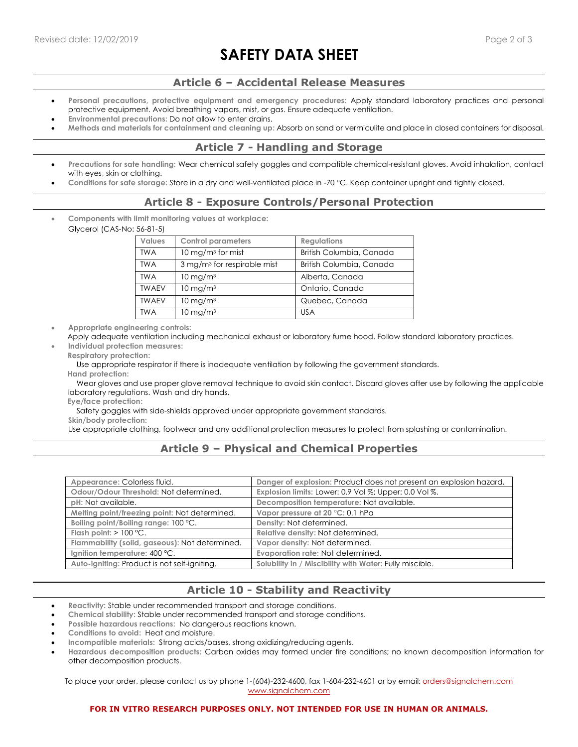# SAFETY DATA SHEET

## Article 6 – Accidental Release Measures

- **Personal precautions, protective equipment and emergency procedures:** Apply standard laboratory practices and personal protective equipment. Avoid breathing vapors, mist, or gas. Ensure adequate ventilation.
- **Environmental precautions:** Do not allow to enter drains.
- **Methods and materials for containment and cleaning up:** Absorb on sand or vermiculite and place in closed containers for disposal.

## Article 7 - Handling and Storage

- **Precautions for safe handling:** Wear chemical safety goggles and compatible chemical-resistant gloves. Avoid inhalation, contact with eyes, skin or clothing.
- **Conditions for safe storage:** Store in a dry and well-ventilated place in -70 °C. Keep container upright and tightly closed.

## Article 8 - Exposure Controls/Personal Protection

- **Components with limit monitoring values at workplace:**

Glycerol (CAS-No: 56-81-5)

| Values | Control parameters | Regulations |
|---|---|---|
| TWA | 10 mg/m³ for mist | British Columbia, Canada |
| TWA | 3 mg/m³ for respirable mist | British Columbia, Canada |
| TWA | 10 mg/m³ | Alberta, Canada |
| TWAEV | 10 mg/m³ | Ontario, Canada |
| TWAEV | 10 mg/m³ | Quebec, Canada |
| TWA | 10 mg/m³ | USA |

- **Appropriate engineering controls:**

Apply adequate ventilation including mechanical exhaust or laboratory fume hood. Follow standard laboratory practices.

- **Individual protection measures:**

**Respiratory protection:**

Use appropriate respirator if there is inadequate ventilation by following the government standards.

**Hand protection:**

Wear gloves and use proper glove removal technique to avoid skin contact. Discard gloves after use by following the applicable laboratory regulations. Wash and dry hands.

**Eye/face protection:**

Safety goggles with side-shields approved under appropriate government standards.

**Skin/body protection:**

Use appropriate clothing, footwear and any additional protection measures to protect from splashing or contamination.

## Article 9 – Physical and Chemical Properties

| | |
|---|---|
| **Appearance:** Colorless fluid. | **Danger of explosion:** Product does not present an explosion hazard. |
| **Odour/Odour Threshold:** Not determined. | **Explosion limits:** Lower: 0.9 Vol %; Upper: 0.0 Vol %. |
| **pH:** Not available. | **Decomposition temperature:** Not available. |
| **Melting point/freezing point:** Not determined. | **Vapor pressure at 20 °C:** 0.1 hPa |
| **Boiling point/Boiling range:** 100 °C. | **Density:** Not determined. |
| **Flash point:** > 100 °C. | **Relative density:** Not determined. |
| **Flammability (solid, gaseous):** Not determined. | **Vapor density:** Not determined. |
| **Ignition temperature:** 400 °C. | **Evaporation rate:** Not determined. |
| **Auto-igniting:** Product is not self-igniting. | **Solubility in / Miscibility with Water:** Fully miscible. |

## Article 10 - Stability and Reactivity

- **Reactivity:** Stable under recommended transport and storage conditions.
- **Chemical stability:** Stable under recommended transport and storage conditions.
- **Possible hazardous reactions:** No dangerous reactions known.
- **Conditions to avoid:** Heat and moisture.
- **Incompatible materials:** Strong acids/bases, strong oxidizing/reducing agents.
- **Hazardous decomposition products:** Carbon oxides may formed under fire conditions; no known decomposition information for other decomposition products.

To place your order, please contact us by phone 1-(604)-232-4600, fax 1-604-232-4601 or by email: orders@signalchem.com
www.signalchem.com

**FOR IN VITRO RESEARCH PURPOSES ONLY. NOT INTENDED FOR USE IN HUMAN OR ANIMALS.**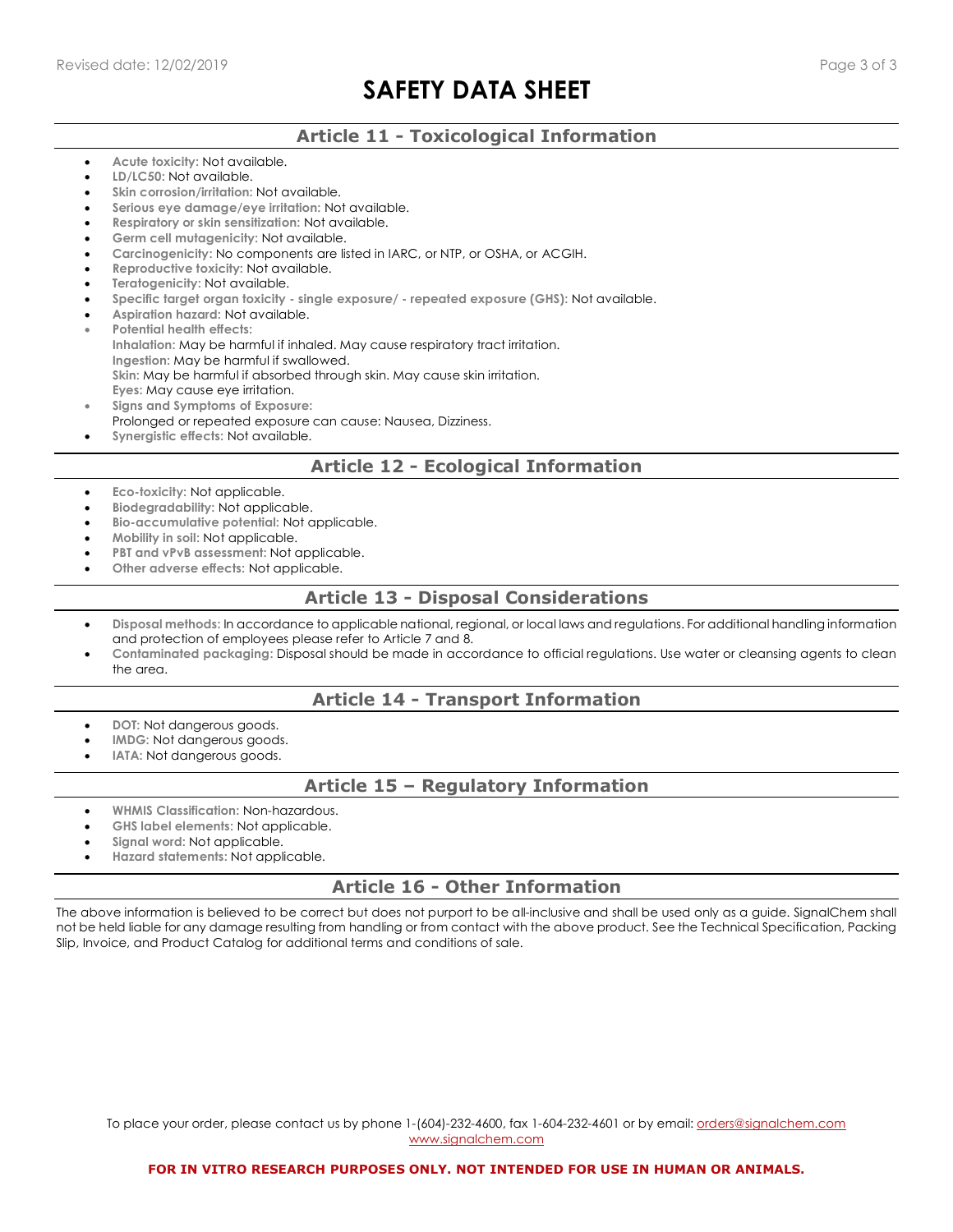# SAFETY DATA SHEET

## Article 11 - Toxicological Information

- **Acute toxicity:** Not available.
- **LD/LC50:** Not available.
- **Skin corrosion/irritation:** Not available.
- **Serious eye damage/eye irritation:** Not available.
- **Respiratory or skin sensitization:** Not available.
- **Germ cell mutagenicity:** Not available.
- **Carcinogenicity:** No components are listed in IARC, or NTP, or OSHA, or ACGIH.
- **Reproductive toxicity:** Not available.
- **Teratogenicity:** Not available.
- **Specific target organ toxicity - single exposure/ - repeated exposure (GHS):** Not available.
- **Aspiration hazard:** Not available.
- **Potential health effects:**
  **Inhalation:** May be harmful if inhaled. May cause respiratory tract irritation.
  **Ingestion:** May be harmful if swallowed.
  **Skin:** May be harmful if absorbed through skin. May cause skin irritation.
  **Eyes:** May cause eye irritation.
- **Signs and Symptoms of Exposure:**
  Prolonged or repeated exposure can cause: Nausea, Dizziness.
- **Synergistic effects:** Not available.

## Article 12 - Ecological Information

- **Eco-toxicity:** Not applicable.
- **Biodegradability:** Not applicable.
- **Bio-accumulative potential:** Not applicable.
- **Mobility in soil:** Not applicable.
- **PBT and vPvB assessment:** Not applicable.
- **Other adverse effects:** Not applicable.

## Article 13 - Disposal Considerations

- **Disposal methods:** In accordance to applicable national, regional, or local laws and regulations. For additional handling information and protection of employees please refer to Article 7 and 8.
- **Contaminated packaging:** Disposal should be made in accordance to official regulations. Use water or cleansing agents to clean the area.

## Article 14 - Transport Information

- **DOT:** Not dangerous goods.
- **IMDG:** Not dangerous goods.
- **IATA:** Not dangerous goods.

## Article 15 – Regulatory Information

- **WHMIS Classification:** Non-hazardous.
- **GHS label elements:** Not applicable.
- **Signal word:** Not applicable.
- **Hazard statements:** Not applicable.

## Article 16 - Other Information

The above information is believed to be correct but does not purport to be all-inclusive and shall be used only as a guide. SignalChem shall not be held liable for any damage resulting from handling or from contact with the above product. See the Technical Specification, Packing Slip, Invoice, and Product Catalog for additional terms and conditions of sale.

To place your order, please contact us by phone 1-(604)-232-4600, fax 1-604-232-4601 or by email: orders@signalchem.com
www.signalchem.com

**FOR IN VITRO RESEARCH PURPOSES ONLY. NOT INTENDED FOR USE IN HUMAN OR ANIMALS.**